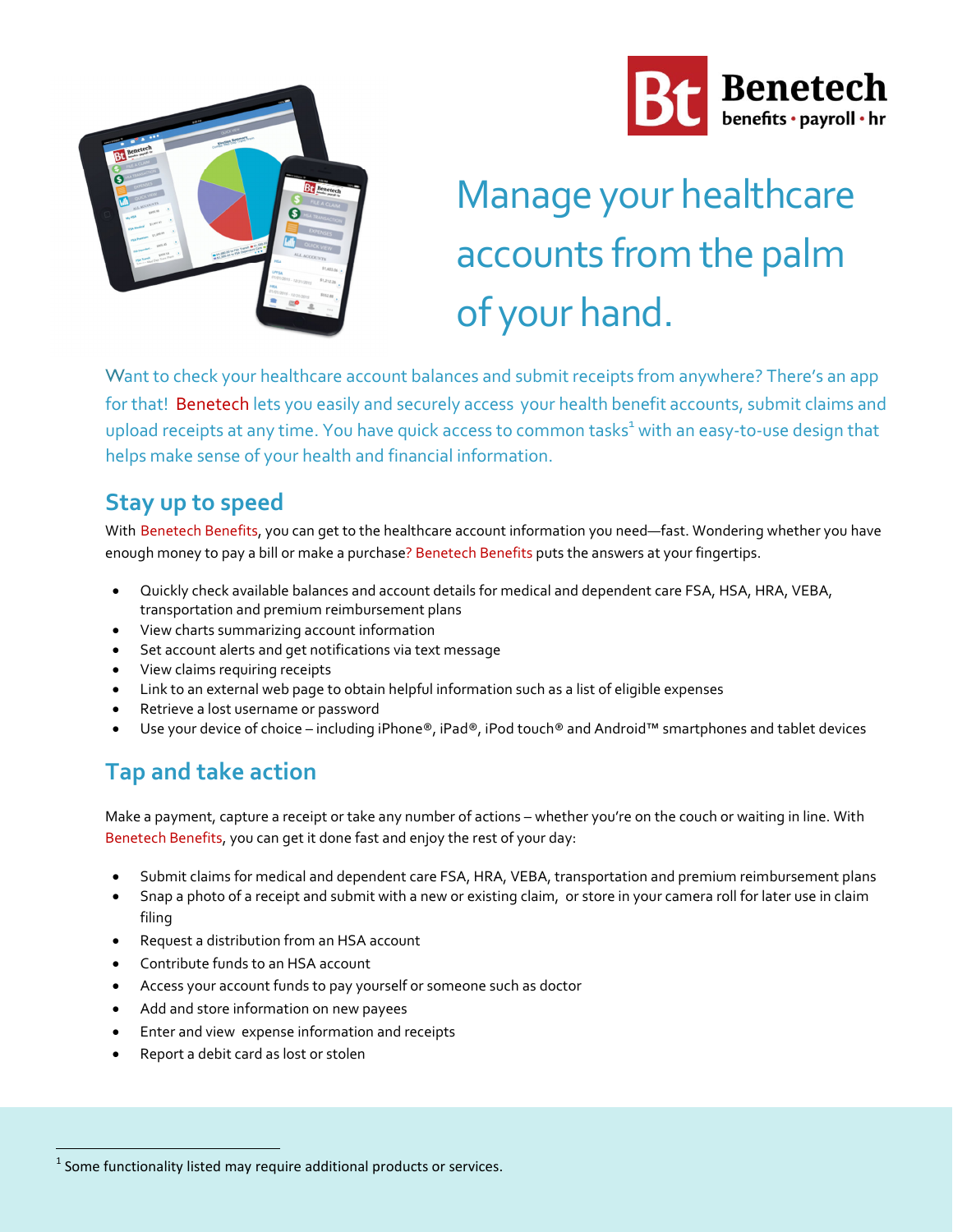Benetech
benefits • payroll • hr

# Manage your healthcare accounts from the palm of your hand.

Want to check your healthcare account balances and submit receipts from anywhere? There's an app for that! Benetech lets you easily and securely access your health benefit accounts, submit claims and upload receipts at any time. You have quick access to common tasks[1] with an easy-to-use design that helps make sense of your health and financial information.

## Stay up to speed

With Benetech Benefits, you can get to the healthcare account information you need—fast. Wondering whether you have enough money to pay a bill or make a purchase? Benetech Benefits puts the answers at your fingertips.

- Quickly check available balances and account details for medical and dependent care FSA, HSA, HRA, VEBA, transportation and premium reimbursement plans
- View charts summarizing account information
- Set account alerts and get notifications via text message
- View claims requiring receipts
- Link to an external web page to obtain helpful information such as a list of eligible expenses
- Retrieve a lost username or password
- Use your device of choice – including iPhone®, iPad®, iPod touch® and Android™ smartphones and tablet devices

## Tap and take action

Make a payment, capture a receipt or take any number of actions – whether you're on the couch or waiting in line. With Benetech Benefits, you can get it done fast and enjoy the rest of your day:

- Submit claims for medical and dependent care FSA, HRA, VEBA, transportation and premium reimbursement plans
- Snap a photo of a receipt and submit with a new or existing claim, or store in your camera roll for later use in claim filing
- Request a distribution from an HSA account
- Contribute funds to an HSA account
- Access your account funds to pay yourself or someone such as doctor
- Add and store information on new payees
- Enter and view expense information and receipts
- Report a debit card as lost or stolen

[1] Some functionality listed may require additional products or services.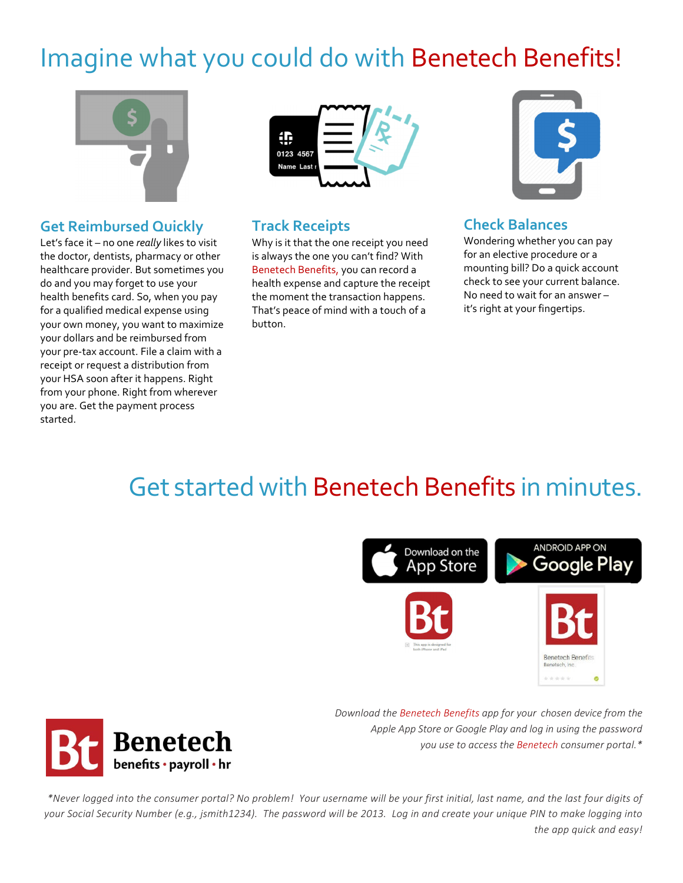# Imagine what you could do with Benetech Benefits!

### Get Reimbursed Quickly

Let's face it – no one *really* likes to visit the doctor, dentists, pharmacy or other healthcare provider. But sometimes you do and you may forget to use your health benefits card. So, when you pay for a qualified medical expense using your own money, you want to maximize your dollars and be reimbursed from your pre-tax account. File a claim with a receipt or request a distribution from your HSA soon after it happens. Right from your phone. Right from wherever you are. Get the payment process started.

### Track Receipts

Why is it that the one receipt you need is always the one you can't find? With Benetech Benefits, you can record a health expense and capture the receipt the moment the transaction happens. That's peace of mind with a touch of a button.

### Check Balances

Wondering whether you can pay for an elective procedure or a mounting bill? Do a quick account check to see your current balance. No need to wait for an answer – it's right at your fingertips.

# Get started with Benetech Benefits in minutes.

Download on the App Store

ANDROID APP ON Google Play

*Download the Benetech Benefits app for your chosen device from the Apple App Store or Google Play and log in using the password you use to access the Benetech consumer portal.**

Benetech
benefits • payroll • hr

**Never logged into the consumer portal? No problem! Your username will be your first initial, last name, and the last four digits of your Social Security Number (e.g., jsmith1234). The password will be 2013. Log in and create your unique PIN to make logging into the app quick and easy!*